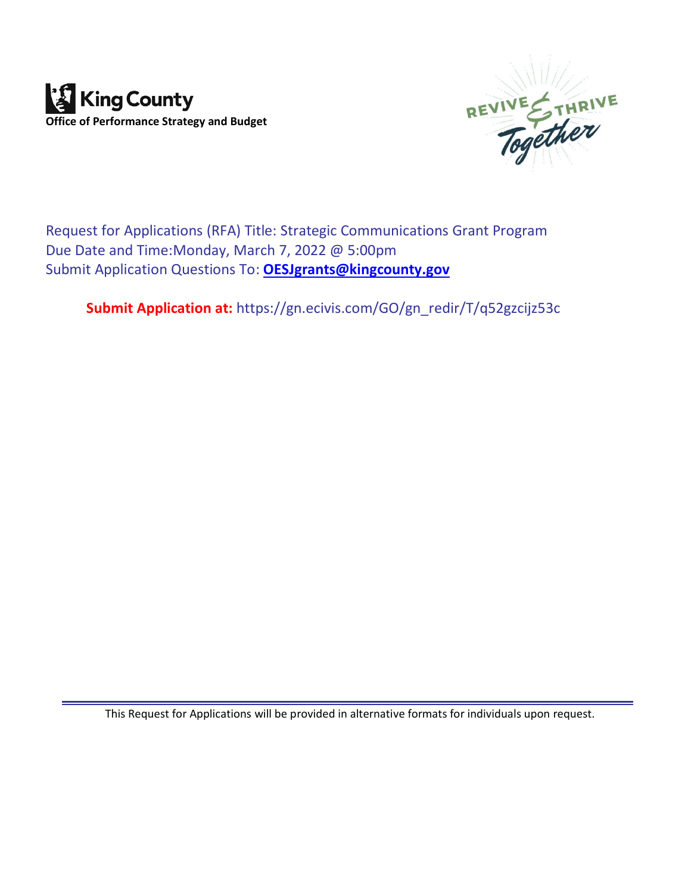**King County**
**Office of Performance Strategy and Budget**

REVIVE & THRIVE Together

Request for Applications (RFA) Title: Strategic Communications Grant Program
Due Date and Time:Monday, March 7, 2022 @ 5:00pm
Submit Application Questions To: **OESJgrants@kingcounty.gov**

**Submit Application at:** https://gn.ecivis.com/GO/gn_redir/T/q52gzcijz53c

This Request for Applications will be provided in alternative formats for individuals upon request.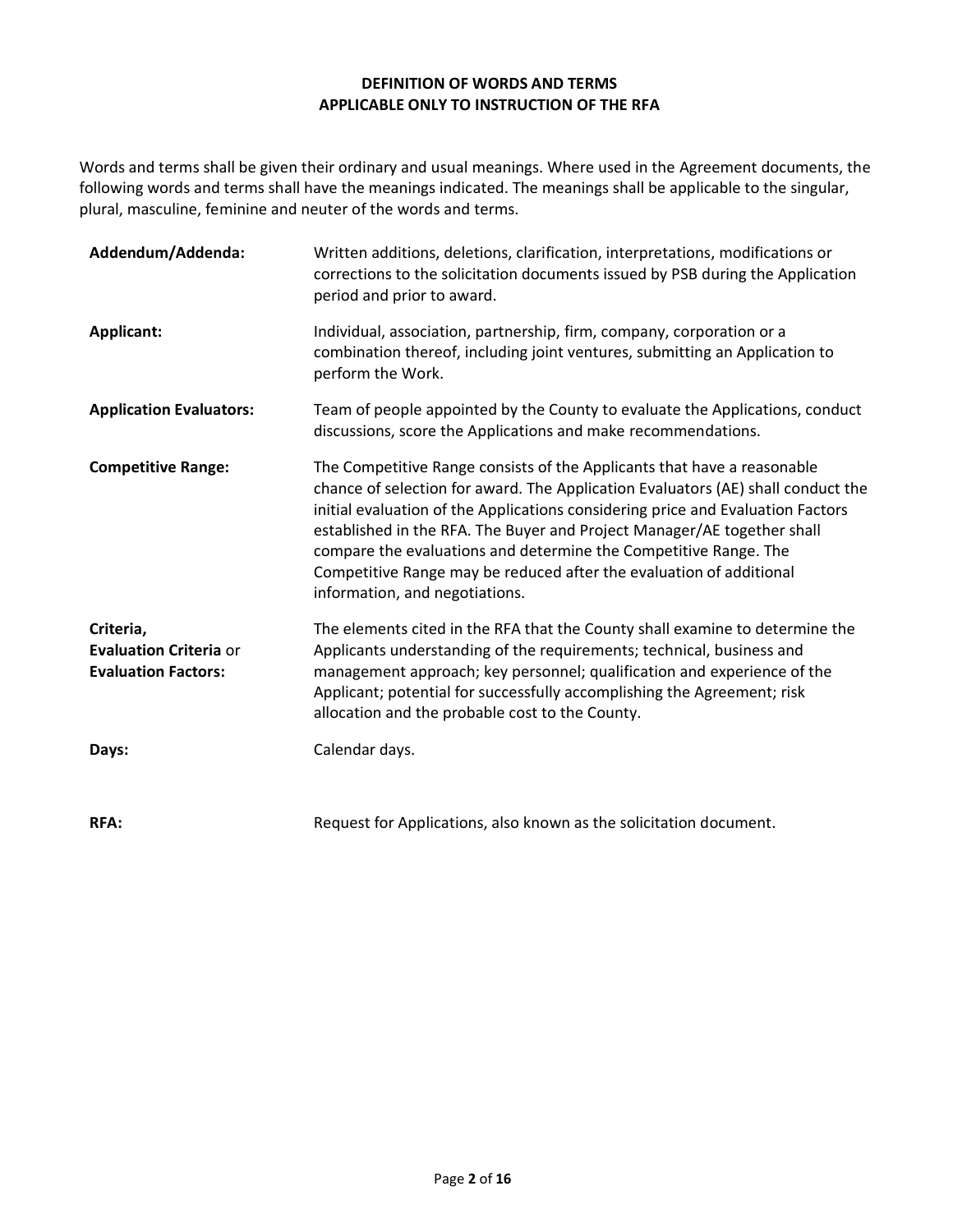## DEFINITION OF WORDS AND TERMS
## APPLICABLE ONLY TO INSTRUCTION OF THE RFA

Words and terms shall be given their ordinary and usual meanings. Where used in the Agreement documents, the following words and terms shall have the meanings indicated. The meanings shall be applicable to the singular, plural, masculine, feminine and neuter of the words and terms.

| | |
|---|---|
| **Addendum/Addenda:** | Written additions, deletions, clarification, interpretations, modifications or corrections to the solicitation documents issued by PSB during the Application period and prior to award. |
| **Applicant:** | Individual, association, partnership, firm, company, corporation or a combination thereof, including joint ventures, submitting an Application to perform the Work. |
| **Application Evaluators:** | Team of people appointed by the County to evaluate the Applications, conduct discussions, score the Applications and make recommendations. |
| **Competitive Range:** | The Competitive Range consists of the Applicants that have a reasonable chance of selection for award. The Application Evaluators (AE) shall conduct the initial evaluation of the Applications considering price and Evaluation Factors established in the RFA. The Buyer and Project Manager/AE together shall compare the evaluations and determine the Competitive Range. The Competitive Range may be reduced after the evaluation of additional information, and negotiations. |
| **Criteria, Evaluation Criteria** or **Evaluation Factors:** | The elements cited in the RFA that the County shall examine to determine the Applicants understanding of the requirements; technical, business and management approach; key personnel; qualification and experience of the Applicant; potential for successfully accomplishing the Agreement; risk allocation and the probable cost to the County. |
| **Days:** | Calendar days. |
| **RFA:** | Request for Applications, also known as the solicitation document. |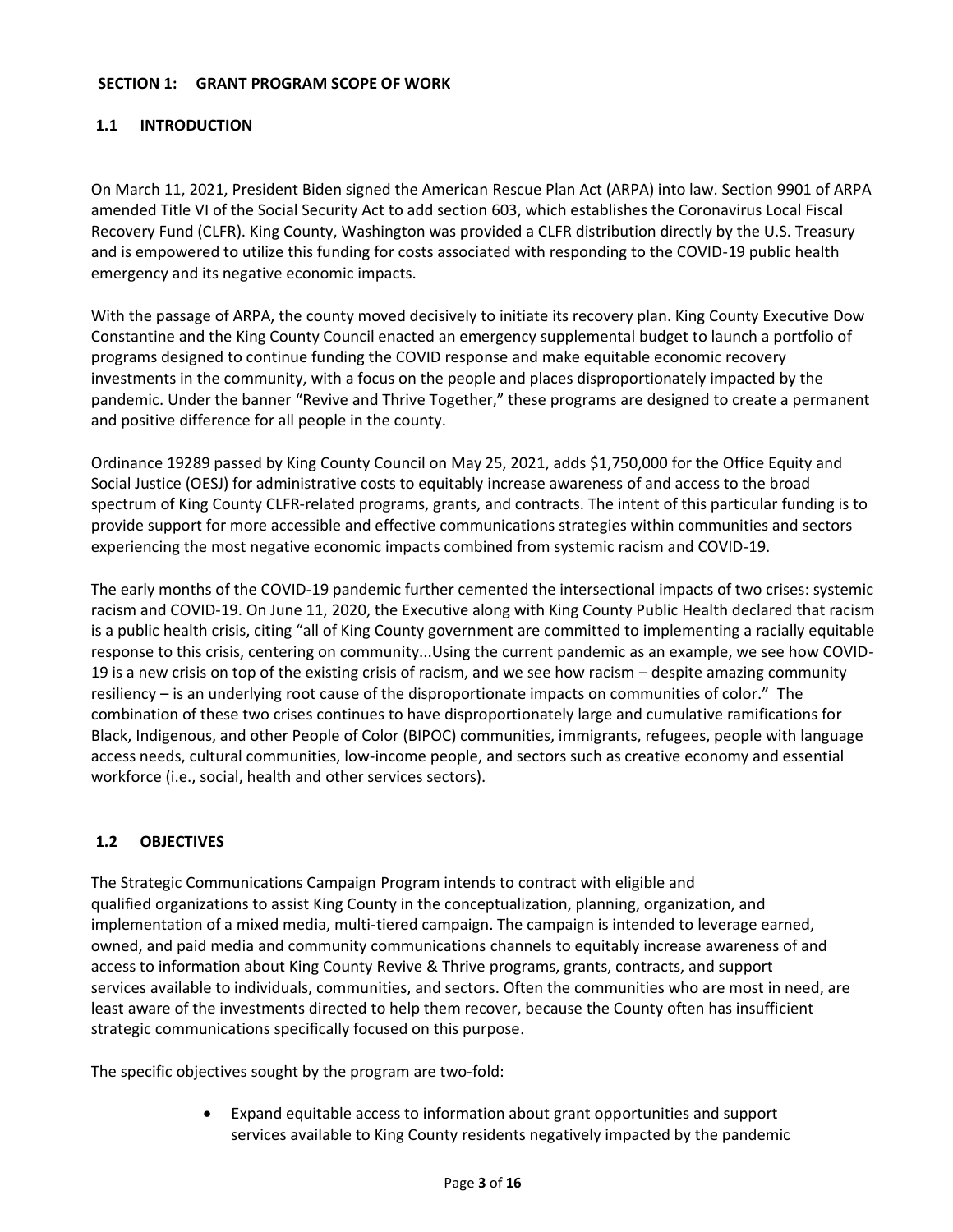## SECTION 1: GRANT PROGRAM SCOPE OF WORK

### 1.1 INTRODUCTION

On March 11, 2021, President Biden signed the American Rescue Plan Act (ARPA) into law. Section 9901 of ARPA amended Title VI of the Social Security Act to add section 603, which establishes the Coronavirus Local Fiscal Recovery Fund (CLFR). King County, Washington was provided a CLFR distribution directly by the U.S. Treasury and is empowered to utilize this funding for costs associated with responding to the COVID-19 public health emergency and its negative economic impacts.

With the passage of ARPA, the county moved decisively to initiate its recovery plan. King County Executive Dow Constantine and the King County Council enacted an emergency supplemental budget to launch a portfolio of programs designed to continue funding the COVID response and make equitable economic recovery investments in the community, with a focus on the people and places disproportionately impacted by the pandemic. Under the banner "Revive and Thrive Together," these programs are designed to create a permanent and positive difference for all people in the county.

Ordinance 19289 passed by King County Council on May 25, 2021, adds $1,750,000 for the Office Equity and Social Justice (OESJ) for administrative costs to equitably increase awareness of and access to the broad spectrum of King County CLFR-related programs, grants, and contracts. The intent of this particular funding is to provide support for more accessible and effective communications strategies within communities and sectors experiencing the most negative economic impacts combined from systemic racism and COVID-19.

The early months of the COVID-19 pandemic further cemented the intersectional impacts of two crises: systemic racism and COVID-19. On June 11, 2020, the Executive along with King County Public Health declared that racism is a public health crisis, citing "all of King County government are committed to implementing a racially equitable response to this crisis, centering on community...Using the current pandemic as an example, we see how COVID-19 is a new crisis on top of the existing crisis of racism, and we see how racism – despite amazing community resiliency – is an underlying root cause of the disproportionate impacts on communities of color." The combination of these two crises continues to have disproportionately large and cumulative ramifications for Black, Indigenous, and other People of Color (BIPOC) communities, immigrants, refugees, people with language access needs, cultural communities, low-income people, and sectors such as creative economy and essential workforce (i.e., social, health and other services sectors).

### 1.2 OBJECTIVES

The Strategic Communications Campaign Program intends to contract with eligible and qualified organizations to assist King County in the conceptualization, planning, organization, and implementation of a mixed media, multi-tiered campaign. The campaign is intended to leverage earned, owned, and paid media and community communications channels to equitably increase awareness of and access to information about King County Revive & Thrive programs, grants, contracts, and support services available to individuals, communities, and sectors. Often the communities who are most in need, are least aware of the investments directed to help them recover, because the County often has insufficient strategic communications specifically focused on this purpose.

The specific objectives sought by the program are two-fold:

- Expand equitable access to information about grant opportunities and support services available to King County residents negatively impacted by the pandemic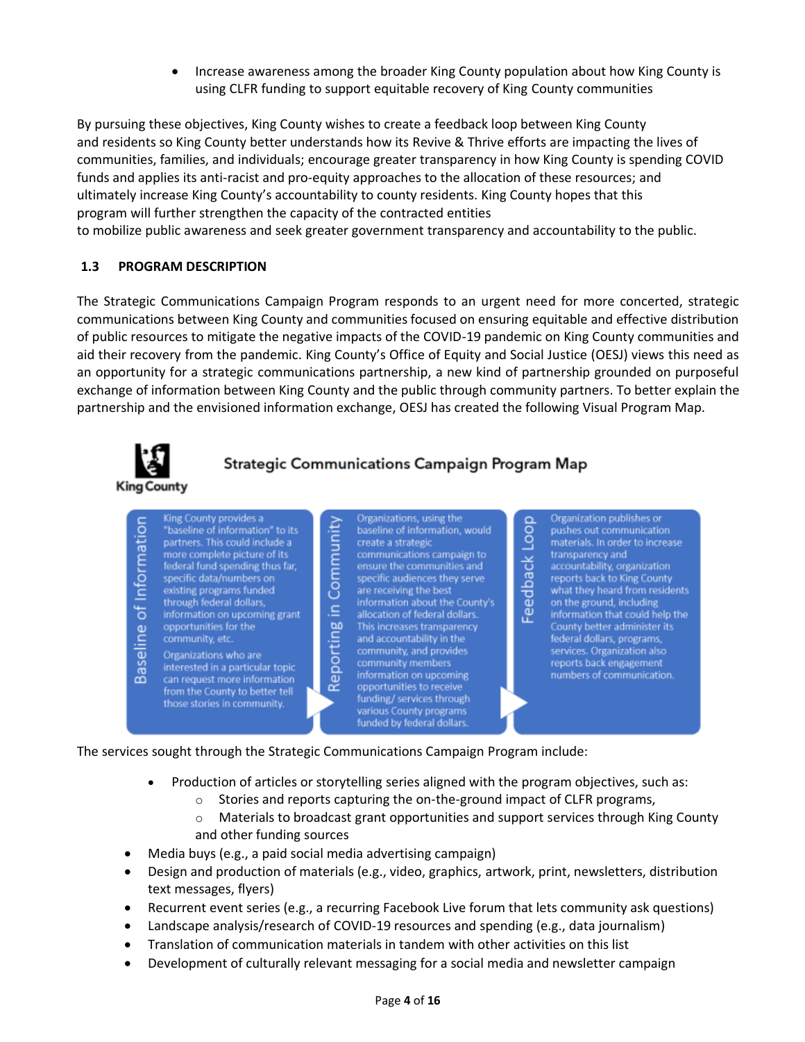- Increase awareness among the broader King County population about how King County is using CLFR funding to support equitable recovery of King County communities

By pursuing these objectives, King County wishes to create a feedback loop between King County and residents so King County better understands how its Revive & Thrive efforts are impacting the lives of communities, families, and individuals; encourage greater transparency in how King County is spending COVID funds and applies its anti-racist and pro-equity approaches to the allocation of these resources; and ultimately increase King County's accountability to county residents. King County hopes that this program will further strengthen the capacity of the contracted entities to mobilize public awareness and seek greater government transparency and accountability to the public.

## 1.3 PROGRAM DESCRIPTION

The Strategic Communications Campaign Program responds to an urgent need for more concerted, strategic communications between King County and communities focused on ensuring equitable and effective distribution of public resources to mitigate the negative impacts of the COVID-19 pandemic on King County communities and aid their recovery from the pandemic. King County's Office of Equity and Social Justice (OESJ) views this need as an opportunity for a strategic communications partnership, a new kind of partnership grounded on purposeful exchange of information between King County and the public through community partners. To better explain the partnership and the envisioned information exchange, OESJ has created the following Visual Program Map.

King County

**Strategic Communications Campaign Program Map**

**Baseline of Information**

King County provides a "baseline of information" to its partners. This could include a more complete picture of its federal fund spending thus far, specific data/numbers on existing programs funded through federal dollars, information on upcoming grant opportunities for the community, etc.

Organizations who are interested in a particular topic can request more information from the County to better tell those stories in community.

**Reporting in Community**

Organizations, using the baseline of information, would create a strategic communications campaign to ensure the communities and specific audiences they serve are receiving the best information about the County's allocation of federal dollars. This increases transparency and accountability in the community, and provides community members information on upcoming opportunities to receive funding/ services through various County programs funded by federal dollars.

**Feedback Loop**

Organization publishes or pushes out communication materials. In order to increase transparency and accountability, organization reports back to King County what they heard from residents on the ground, including information that could help the County better administer its federal dollars, programs, services. Organization also reports back engagement numbers of communication.

The services sought through the Strategic Communications Campaign Program include:

- Production of articles or storytelling series aligned with the program objectives, such as:
  - Stories and reports capturing the on-the-ground impact of CLFR programs,
  - Materials to broadcast grant opportunities and support services through King County and other funding sources
- Media buys (e.g., a paid social media advertising campaign)
- Design and production of materials (e.g., video, graphics, artwork, print, newsletters, distribution text messages, flyers)
- Recurrent event series (e.g., a recurring Facebook Live forum that lets community ask questions)
- Landscape analysis/research of COVID-19 resources and spending (e.g., data journalism)
- Translation of communication materials in tandem with other activities on this list
- Development of culturally relevant messaging for a social media and newsletter campaign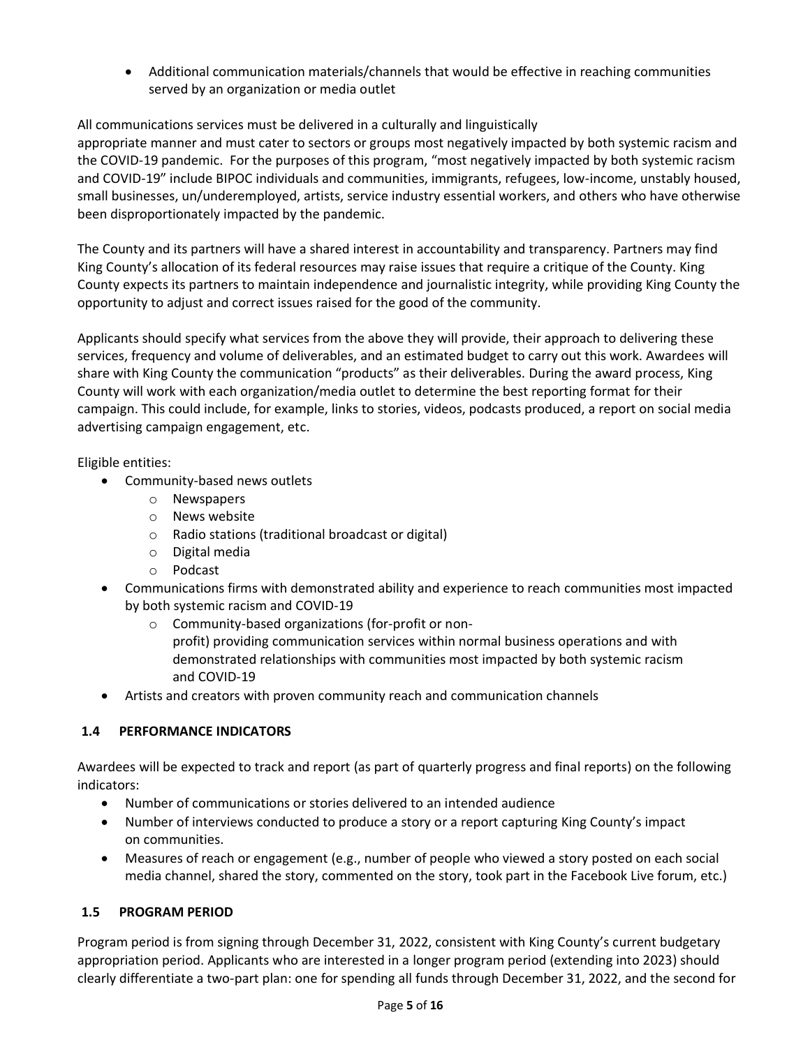- Additional communication materials/channels that would be effective in reaching communities served by an organization or media outlet

All communications services must be delivered in a culturally and linguistically appropriate manner and must cater to sectors or groups most negatively impacted by both systemic racism and the COVID-19 pandemic. For the purposes of this program, "most negatively impacted by both systemic racism and COVID-19" include BIPOC individuals and communities, immigrants, refugees, low-income, unstably housed, small businesses, un/underemployed, artists, service industry essential workers, and others who have otherwise been disproportionately impacted by the pandemic.

The County and its partners will have a shared interest in accountability and transparency. Partners may find King County's allocation of its federal resources may raise issues that require a critique of the County. King County expects its partners to maintain independence and journalistic integrity, while providing King County the opportunity to adjust and correct issues raised for the good of the community.

Applicants should specify what services from the above they will provide, their approach to delivering these services, frequency and volume of deliverables, and an estimated budget to carry out this work. Awardees will share with King County the communication "products" as their deliverables. During the award process, King County will work with each organization/media outlet to determine the best reporting format for their campaign. This could include, for example, links to stories, videos, podcasts produced, a report on social media advertising campaign engagement, etc.

Eligible entities:

- Community-based news outlets
  - Newspapers
  - News website
  - Radio stations (traditional broadcast or digital)
  - Digital media
  - Podcast
- Communications firms with demonstrated ability and experience to reach communities most impacted by both systemic racism and COVID-19
  - Community-based organizations (for-profit or non-profit) providing communication services within normal business operations and with demonstrated relationships with communities most impacted by both systemic racism and COVID-19
- Artists and creators with proven community reach and communication channels

### 1.4 PERFORMANCE INDICATORS

Awardees will be expected to track and report (as part of quarterly progress and final reports) on the following indicators:

- Number of communications or stories delivered to an intended audience
- Number of interviews conducted to produce a story or a report capturing King County's impact on communities.
- Measures of reach or engagement (e.g., number of people who viewed a story posted on each social media channel, shared the story, commented on the story, took part in the Facebook Live forum, etc.)

### 1.5 PROGRAM PERIOD

Program period is from signing through December 31, 2022, consistent with King County's current budgetary appropriation period. Applicants who are interested in a longer program period (extending into 2023) should clearly differentiate a two-part plan: one for spending all funds through December 31, 2022, and the second for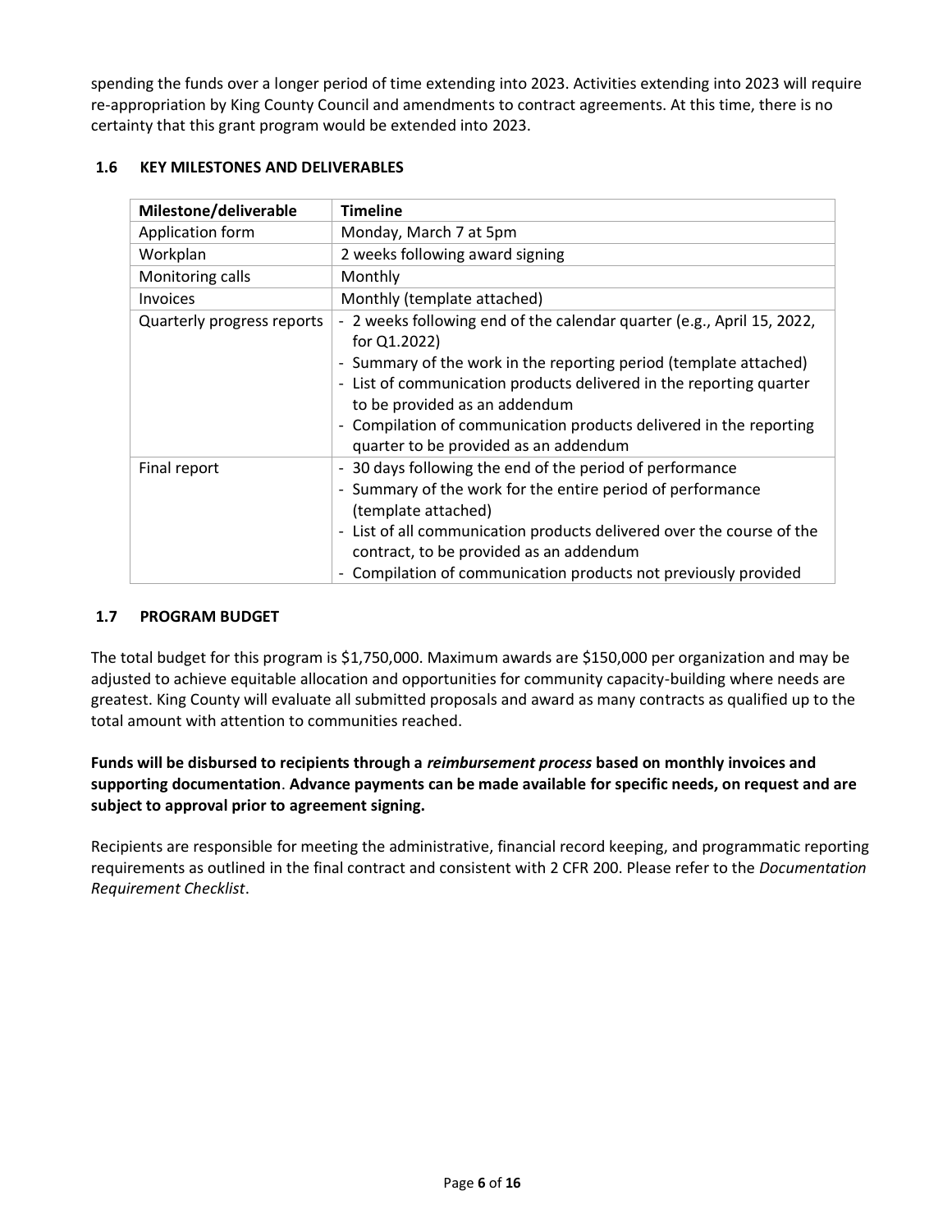spending the funds over a longer period of time extending into 2023. Activities extending into 2023 will require re-appropriation by King County Council and amendments to contract agreements. At this time, there is no certainty that this grant program would be extended into 2023.

### 1.6 KEY MILESTONES AND DELIVERABLES

| Milestone/deliverable | Timeline |
|---|---|
| Application form | Monday, March 7 at 5pm |
| Workplan | 2 weeks following award signing |
| Monitoring calls | Monthly |
| Invoices | Monthly (template attached) |
| Quarterly progress reports | - 2 weeks following end of the calendar quarter (e.g., April 15, 2022, for Q1.2022)<br>- Summary of the work in the reporting period (template attached)<br>- List of communication products delivered in the reporting quarter to be provided as an addendum<br>- Compilation of communication products delivered in the reporting quarter to be provided as an addendum |
| Final report | - 30 days following the end of the period of performance<br>- Summary of the work for the entire period of performance (template attached)<br>- List of all communication products delivered over the course of the contract, to be provided as an addendum<br>- Compilation of communication products not previously provided |

### 1.7 PROGRAM BUDGET

The total budget for this program is $1,750,000. Maximum awards are $150,000 per organization and may be adjusted to achieve equitable allocation and opportunities for community capacity-building where needs are greatest. King County will evaluate all submitted proposals and award as many contracts as qualified up to the total amount with attention to communities reached.

**Funds will be disbursed to recipients through a *reimbursement process* based on monthly invoices and supporting documentation**. **Advance payments can be made available for specific needs, on request and are subject to approval prior to agreement signing.**

Recipients are responsible for meeting the administrative, financial record keeping, and programmatic reporting requirements as outlined in the final contract and consistent with 2 CFR 200. Please refer to the *Documentation Requirement Checklist*.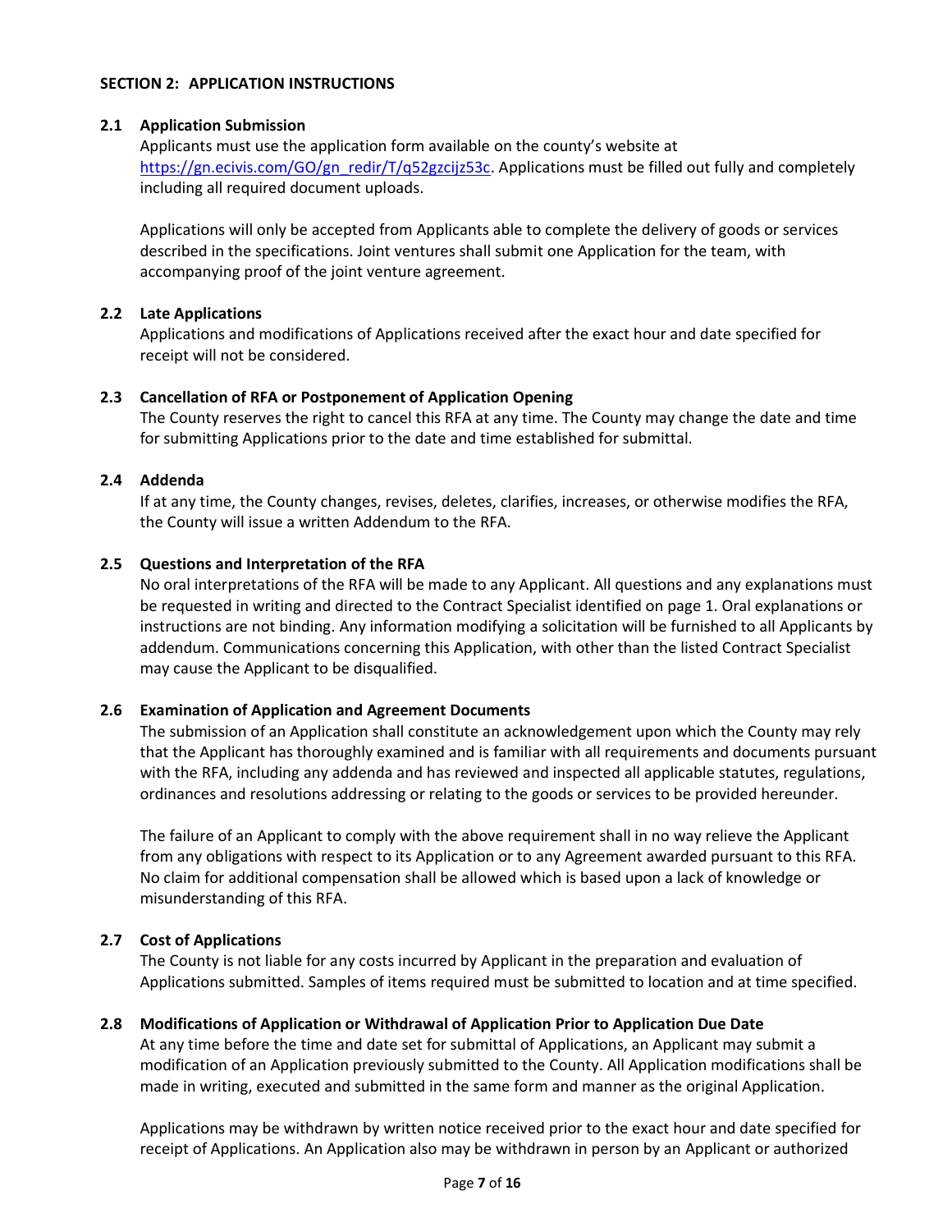## SECTION 2: APPLICATION INSTRUCTIONS

### 2.1 Application Submission

Applicants must use the application form available on the county's website at https://gn.ecivis.com/GO/gn_redir/T/q52gzcijz53c. Applications must be filled out fully and completely including all required document uploads.

Applications will only be accepted from Applicants able to complete the delivery of goods or services described in the specifications. Joint ventures shall submit one Application for the team, with accompanying proof of the joint venture agreement.

### 2.2 Late Applications

Applications and modifications of Applications received after the exact hour and date specified for receipt will not be considered.

### 2.3 Cancellation of RFA or Postponement of Application Opening

The County reserves the right to cancel this RFA at any time. The County may change the date and time for submitting Applications prior to the date and time established for submittal.

### 2.4 Addenda

If at any time, the County changes, revises, deletes, clarifies, increases, or otherwise modifies the RFA, the County will issue a written Addendum to the RFA.

### 2.5 Questions and Interpretation of the RFA

No oral interpretations of the RFA will be made to any Applicant. All questions and any explanations must be requested in writing and directed to the Contract Specialist identified on page 1. Oral explanations or instructions are not binding. Any information modifying a solicitation will be furnished to all Applicants by addendum. Communications concerning this Application, with other than the listed Contract Specialist may cause the Applicant to be disqualified.

### 2.6 Examination of Application and Agreement Documents

The submission of an Application shall constitute an acknowledgement upon which the County may rely that the Applicant has thoroughly examined and is familiar with all requirements and documents pursuant with the RFA, including any addenda and has reviewed and inspected all applicable statutes, regulations, ordinances and resolutions addressing or relating to the goods or services to be provided hereunder.

The failure of an Applicant to comply with the above requirement shall in no way relieve the Applicant from any obligations with respect to its Application or to any Agreement awarded pursuant to this RFA. No claim for additional compensation shall be allowed which is based upon a lack of knowledge or misunderstanding of this RFA.

### 2.7 Cost of Applications

The County is not liable for any costs incurred by Applicant in the preparation and evaluation of Applications submitted. Samples of items required must be submitted to location and at time specified.

### 2.8 Modifications of Application or Withdrawal of Application Prior to Application Due Date

At any time before the time and date set for submittal of Applications, an Applicant may submit a modification of an Application previously submitted to the County. All Application modifications shall be made in writing, executed and submitted in the same form and manner as the original Application.

Applications may be withdrawn by written notice received prior to the exact hour and date specified for receipt of Applications. An Application also may be withdrawn in person by an Applicant or authorized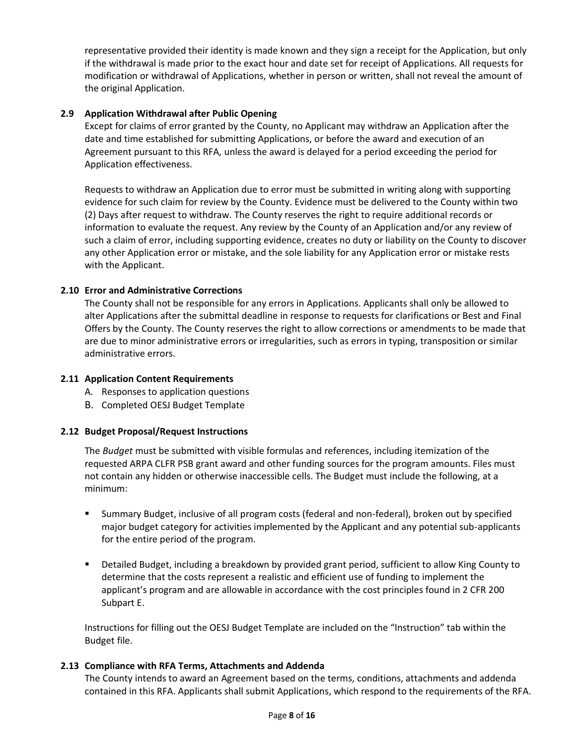representative provided their identity is made known and they sign a receipt for the Application, but only if the withdrawal is made prior to the exact hour and date set for receipt of Applications. All requests for modification or withdrawal of Applications, whether in person or written, shall not reveal the amount of the original Application.

### 2.9 Application Withdrawal after Public Opening

Except for claims of error granted by the County, no Applicant may withdraw an Application after the date and time established for submitting Applications, or before the award and execution of an Agreement pursuant to this RFA, unless the award is delayed for a period exceeding the period for Application effectiveness.

Requests to withdraw an Application due to error must be submitted in writing along with supporting evidence for such claim for review by the County. Evidence must be delivered to the County within two (2) Days after request to withdraw. The County reserves the right to require additional records or information to evaluate the request. Any review by the County of an Application and/or any review of such a claim of error, including supporting evidence, creates no duty or liability on the County to discover any other Application error or mistake, and the sole liability for any Application error or mistake rests with the Applicant.

### 2.10 Error and Administrative Corrections

The County shall not be responsible for any errors in Applications. Applicants shall only be allowed to alter Applications after the submittal deadline in response to requests for clarifications or Best and Final Offers by the County. The County reserves the right to allow corrections or amendments to be made that are due to minor administrative errors or irregularities, such as errors in typing, transposition or similar administrative errors.

### 2.11 Application Content Requirements

A. Responses to application questions
B. Completed OESJ Budget Template

### 2.12 Budget Proposal/Request Instructions

The *Budget* must be submitted with visible formulas and references, including itemization of the requested ARPA CLFR PSB grant award and other funding sources for the program amounts. Files must not contain any hidden or otherwise inaccessible cells. The Budget must include the following, at a minimum:

- Summary Budget, inclusive of all program costs (federal and non-federal), broken out by specified major budget category for activities implemented by the Applicant and any potential sub-applicants for the entire period of the program.

- Detailed Budget, including a breakdown by provided grant period, sufficient to allow King County to determine that the costs represent a realistic and efficient use of funding to implement the applicant's program and are allowable in accordance with the cost principles found in 2 CFR 200 Subpart E.

Instructions for filling out the OESJ Budget Template are included on the "Instruction" tab within the Budget file.

### 2.13 Compliance with RFA Terms, Attachments and Addenda

The County intends to award an Agreement based on the terms, conditions, attachments and addenda contained in this RFA. Applicants shall submit Applications, which respond to the requirements of the RFA.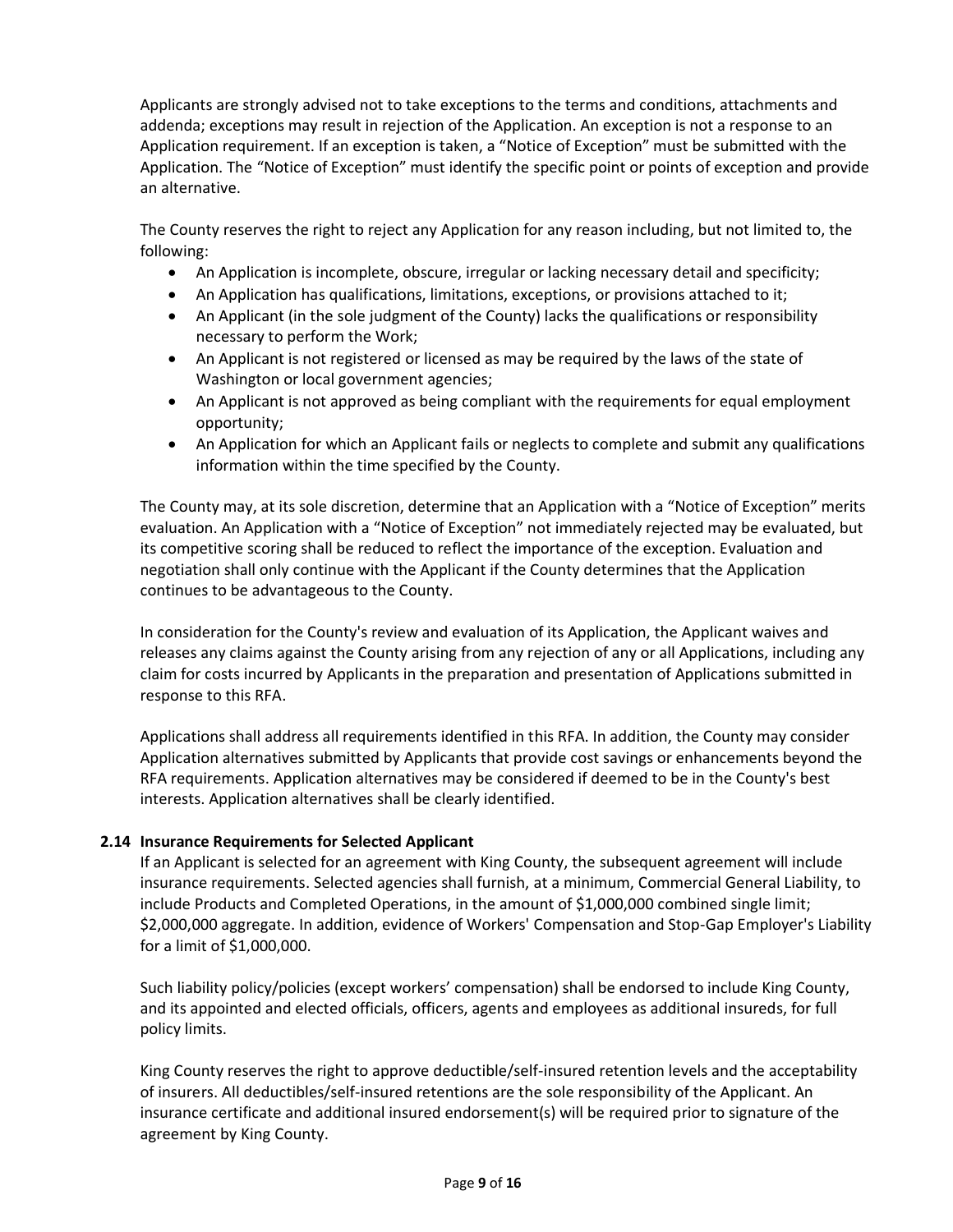Applicants are strongly advised not to take exceptions to the terms and conditions, attachments and addenda; exceptions may result in rejection of the Application. An exception is not a response to an Application requirement. If an exception is taken, a "Notice of Exception" must be submitted with the Application. The "Notice of Exception" must identify the specific point or points of exception and provide an alternative.

The County reserves the right to reject any Application for any reason including, but not limited to, the following:

- An Application is incomplete, obscure, irregular or lacking necessary detail and specificity;
- An Application has qualifications, limitations, exceptions, or provisions attached to it;
- An Applicant (in the sole judgment of the County) lacks the qualifications or responsibility necessary to perform the Work;
- An Applicant is not registered or licensed as may be required by the laws of the state of Washington or local government agencies;
- An Applicant is not approved as being compliant with the requirements for equal employment opportunity;
- An Application for which an Applicant fails or neglects to complete and submit any qualifications information within the time specified by the County.

The County may, at its sole discretion, determine that an Application with a "Notice of Exception" merits evaluation. An Application with a "Notice of Exception" not immediately rejected may be evaluated, but its competitive scoring shall be reduced to reflect the importance of the exception. Evaluation and negotiation shall only continue with the Applicant if the County determines that the Application continues to be advantageous to the County.

In consideration for the County's review and evaluation of its Application, the Applicant waives and releases any claims against the County arising from any rejection of any or all Applications, including any claim for costs incurred by Applicants in the preparation and presentation of Applications submitted in response to this RFA.

Applications shall address all requirements identified in this RFA. In addition, the County may consider Application alternatives submitted by Applicants that provide cost savings or enhancements beyond the RFA requirements. Application alternatives may be considered if deemed to be in the County's best interests. Application alternatives shall be clearly identified.

### 2.14 Insurance Requirements for Selected Applicant

If an Applicant is selected for an agreement with King County, the subsequent agreement will include insurance requirements. Selected agencies shall furnish, at a minimum, Commercial General Liability, to include Products and Completed Operations, in the amount of $1,000,000 combined single limit; $2,000,000 aggregate. In addition, evidence of Workers' Compensation and Stop-Gap Employer's Liability for a limit of $1,000,000.

Such liability policy/policies (except workers' compensation) shall be endorsed to include King County, and its appointed and elected officials, officers, agents and employees as additional insureds, for full policy limits.

King County reserves the right to approve deductible/self-insured retention levels and the acceptability of insurers. All deductibles/self-insured retentions are the sole responsibility of the Applicant. An insurance certificate and additional insured endorsement(s) will be required prior to signature of the agreement by King County.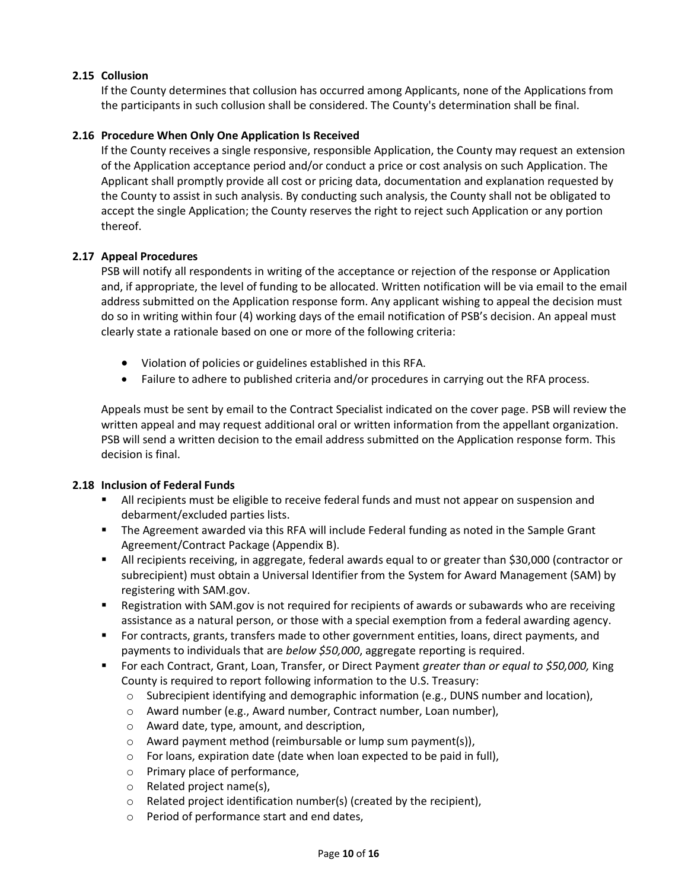### 2.15 Collusion

If the County determines that collusion has occurred among Applicants, none of the Applications from the participants in such collusion shall be considered. The County's determination shall be final.

### 2.16 Procedure When Only One Application Is Received

If the County receives a single responsive, responsible Application, the County may request an extension of the Application acceptance period and/or conduct a price or cost analysis on such Application. The Applicant shall promptly provide all cost or pricing data, documentation and explanation requested by the County to assist in such analysis. By conducting such analysis, the County shall not be obligated to accept the single Application; the County reserves the right to reject such Application or any portion thereof.

### 2.17 Appeal Procedures

PSB will notify all respondents in writing of the acceptance or rejection of the response or Application and, if appropriate, the level of funding to be allocated. Written notification will be via email to the email address submitted on the Application response form. Any applicant wishing to appeal the decision must do so in writing within four (4) working days of the email notification of PSB's decision. An appeal must clearly state a rationale based on one or more of the following criteria:

- Violation of policies or guidelines established in this RFA.
- Failure to adhere to published criteria and/or procedures in carrying out the RFA process.

Appeals must be sent by email to the Contract Specialist indicated on the cover page. PSB will review the written appeal and may request additional oral or written information from the appellant organization. PSB will send a written decision to the email address submitted on the Application response form. This decision is final.

### 2.18 Inclusion of Federal Funds

- All recipients must be eligible to receive federal funds and must not appear on suspension and debarment/excluded parties lists.
- The Agreement awarded via this RFA will include Federal funding as noted in the Sample Grant Agreement/Contract Package (Appendix B).
- All recipients receiving, in aggregate, federal awards equal to or greater than $30,000 (contractor or subrecipient) must obtain a Universal Identifier from the System for Award Management (SAM) by registering with SAM.gov.
- Registration with SAM.gov is not required for recipients of awards or subawards who are receiving assistance as a natural person, or those with a special exemption from a federal awarding agency.
- For contracts, grants, transfers made to other government entities, loans, direct payments, and payments to individuals that are *below $50,000*, aggregate reporting is required.
- For each Contract, Grant, Loan, Transfer, or Direct Payment *greater than or equal to $50,000,* King County is required to report following information to the U.S. Treasury:
  - Subrecipient identifying and demographic information (e.g., DUNS number and location),
  - Award number (e.g., Award number, Contract number, Loan number),
  - Award date, type, amount, and description,
  - Award payment method (reimbursable or lump sum payment(s)),
  - For loans, expiration date (date when loan expected to be paid in full),
  - Primary place of performance,
  - Related project name(s),
  - Related project identification number(s) (created by the recipient),
  - Period of performance start and end dates,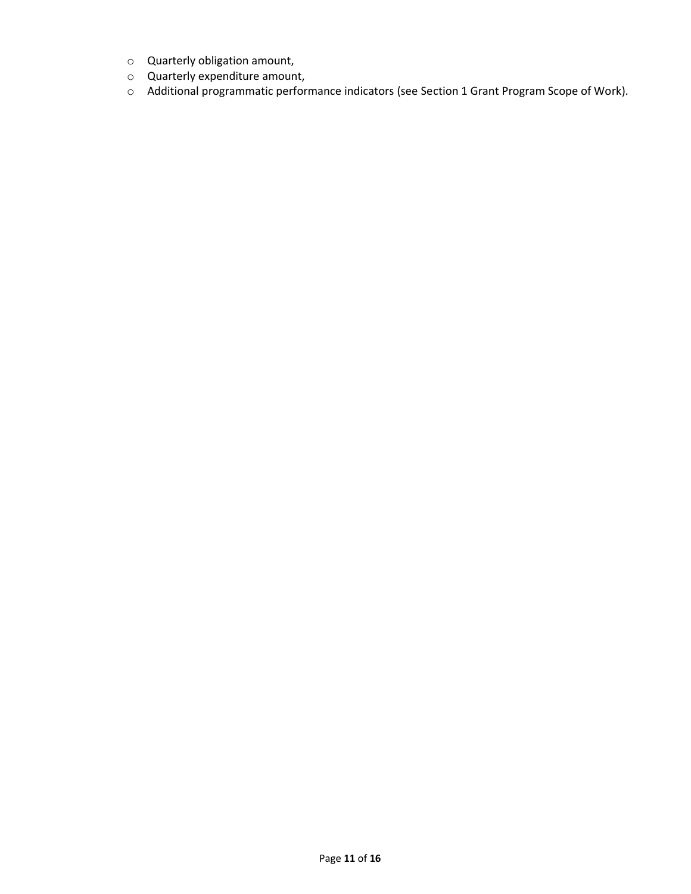- Quarterly obligation amount,
- Quarterly expenditure amount,
- Additional programmatic performance indicators (see Section 1 Grant Program Scope of Work).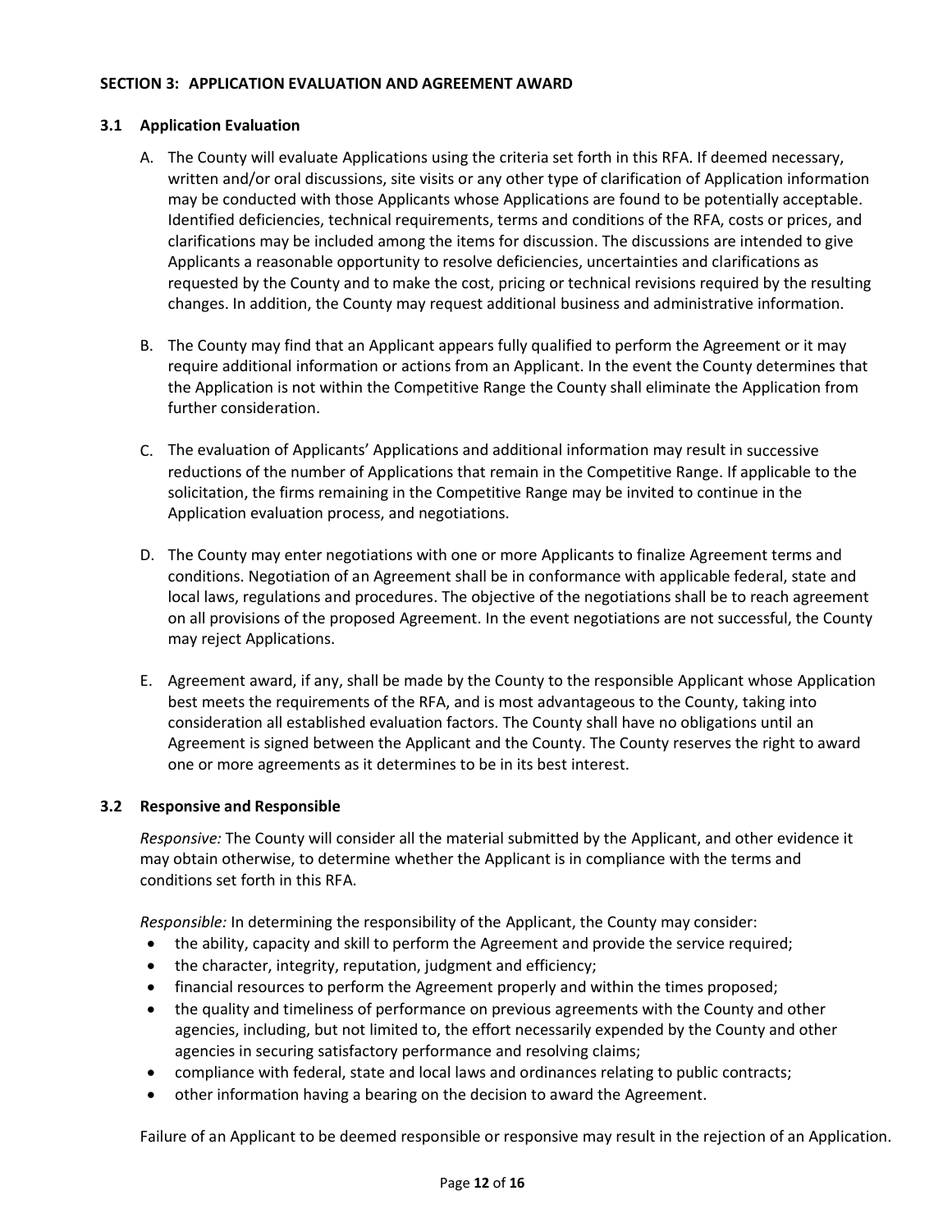## SECTION 3: APPLICATION EVALUATION AND AGREEMENT AWARD

### 3.1 Application Evaluation

A. The County will evaluate Applications using the criteria set forth in this RFA. If deemed necessary, written and/or oral discussions, site visits or any other type of clarification of Application information may be conducted with those Applicants whose Applications are found to be potentially acceptable. Identified deficiencies, technical requirements, terms and conditions of the RFA, costs or prices, and clarifications may be included among the items for discussion. The discussions are intended to give Applicants a reasonable opportunity to resolve deficiencies, uncertainties and clarifications as requested by the County and to make the cost, pricing or technical revisions required by the resulting changes. In addition, the County may request additional business and administrative information.

B. The County may find that an Applicant appears fully qualified to perform the Agreement or it may require additional information or actions from an Applicant. In the event the County determines that the Application is not within the Competitive Range the County shall eliminate the Application from further consideration.

C. The evaluation of Applicants' Applications and additional information may result in successive reductions of the number of Applications that remain in the Competitive Range. If applicable to the solicitation, the firms remaining in the Competitive Range may be invited to continue in the Application evaluation process, and negotiations.

D. The County may enter negotiations with one or more Applicants to finalize Agreement terms and conditions. Negotiation of an Agreement shall be in conformance with applicable federal, state and local laws, regulations and procedures. The objective of the negotiations shall be to reach agreement on all provisions of the proposed Agreement. In the event negotiations are not successful, the County may reject Applications.

E. Agreement award, if any, shall be made by the County to the responsible Applicant whose Application best meets the requirements of the RFA, and is most advantageous to the County, taking into consideration all established evaluation factors. The County shall have no obligations until an Agreement is signed between the Applicant and the County. The County reserves the right to award one or more agreements as it determines to be in its best interest.

### 3.2 Responsive and Responsible

*Responsive:* The County will consider all the material submitted by the Applicant, and other evidence it may obtain otherwise, to determine whether the Applicant is in compliance with the terms and conditions set forth in this RFA.

*Responsible:* In determining the responsibility of the Applicant, the County may consider:

- the ability, capacity and skill to perform the Agreement and provide the service required;
- the character, integrity, reputation, judgment and efficiency;
- financial resources to perform the Agreement properly and within the times proposed;
- the quality and timeliness of performance on previous agreements with the County and other agencies, including, but not limited to, the effort necessarily expended by the County and other agencies in securing satisfactory performance and resolving claims;
- compliance with federal, state and local laws and ordinances relating to public contracts;
- other information having a bearing on the decision to award the Agreement.

Failure of an Applicant to be deemed responsible or responsive may result in the rejection of an Application.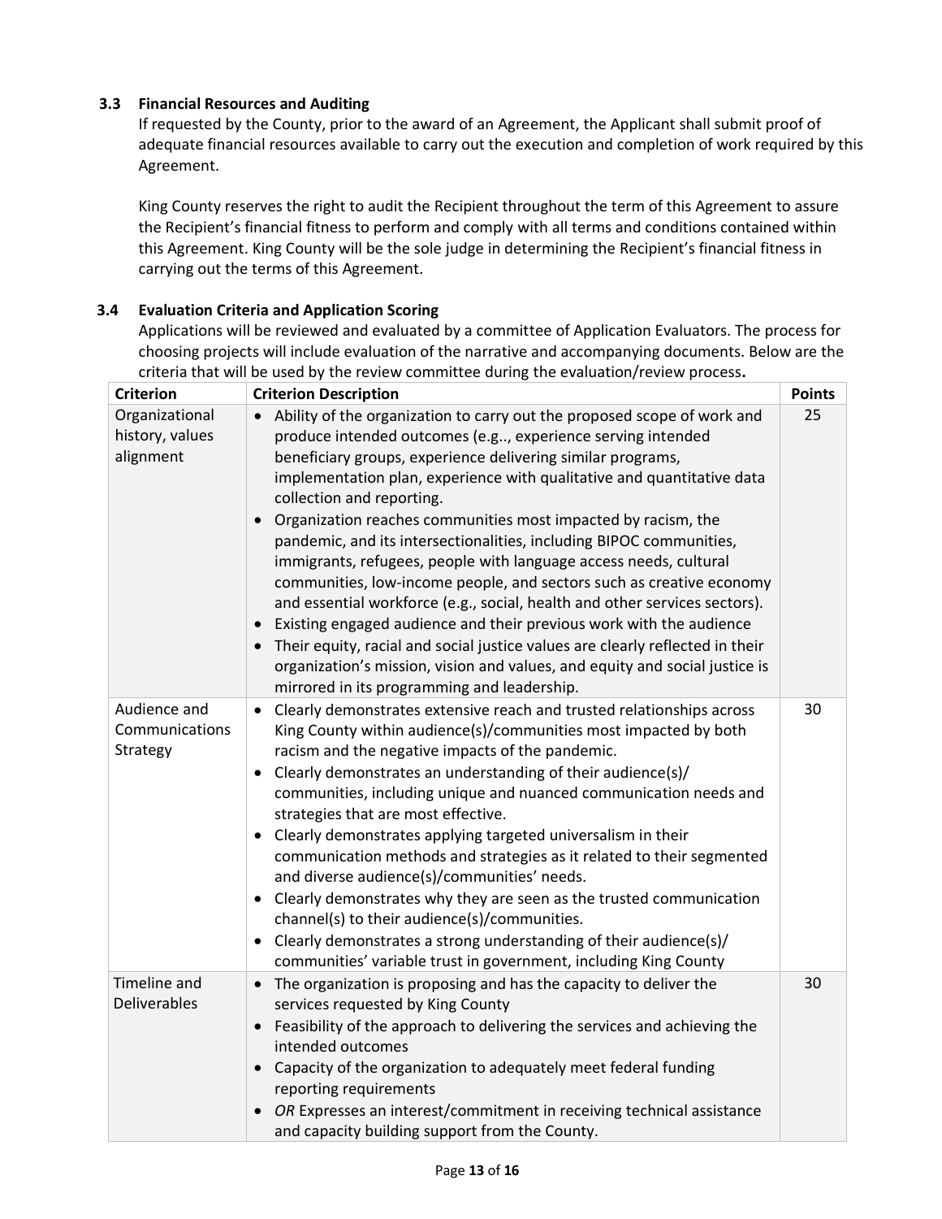### 3.3 Financial Resources and Auditing

If requested by the County, prior to the award of an Agreement, the Applicant shall submit proof of adequate financial resources available to carry out the execution and completion of work required by this Agreement.

King County reserves the right to audit the Recipient throughout the term of this Agreement to assure the Recipient's financial fitness to perform and comply with all terms and conditions contained within this Agreement. King County will be the sole judge in determining the Recipient's financial fitness in carrying out the terms of this Agreement.

### 3.4 Evaluation Criteria and Application Scoring

Applications will be reviewed and evaluated by a committee of Application Evaluators. The process for choosing projects will include evaluation of the narrative and accompanying documents. Below are the criteria that will be used by the review committee during the evaluation/review process**.**

| Criterion | Criterion Description | Points |
|---|---|---|
| Organizational history, values alignment | • Ability of the organization to carry out the proposed scope of work and produce intended outcomes (e.g.., experience serving intended beneficiary groups, experience delivering similar programs, implementation plan, experience with qualitative and quantitative data collection and reporting.<br>• Organization reaches communities most impacted by racism, the pandemic, and its intersectionalities, including BIPOC communities, immigrants, refugees, people with language access needs, cultural communities, low-income people, and sectors such as creative economy and essential workforce (e.g., social, health and other services sectors).<br>• Existing engaged audience and their previous work with the audience<br>• Their equity, racial and social justice values are clearly reflected in their organization's mission, vision and values, and equity and social justice is mirrored in its programming and leadership. | 25 |
| Audience and Communications Strategy | • Clearly demonstrates extensive reach and trusted relationships across King County within audience(s)/communities most impacted by both racism and the negative impacts of the pandemic.<br>• Clearly demonstrates an understanding of their audience(s)/ communities, including unique and nuanced communication needs and strategies that are most effective.<br>• Clearly demonstrates applying targeted universalism in their communication methods and strategies as it related to their segmented and diverse audience(s)/communities' needs.<br>• Clearly demonstrates why they are seen as the trusted communication channel(s) to their audience(s)/communities.<br>• Clearly demonstrates a strong understanding of their audience(s)/ communities' variable trust in government, including King County | 30 |
| Timeline and Deliverables | • The organization is proposing and has the capacity to deliver the services requested by King County<br>• Feasibility of the approach to delivering the services and achieving the intended outcomes<br>• Capacity of the organization to adequately meet federal funding reporting requirements<br>• *OR* Expresses an interest/commitment in receiving technical assistance and capacity building support from the County. | 30 |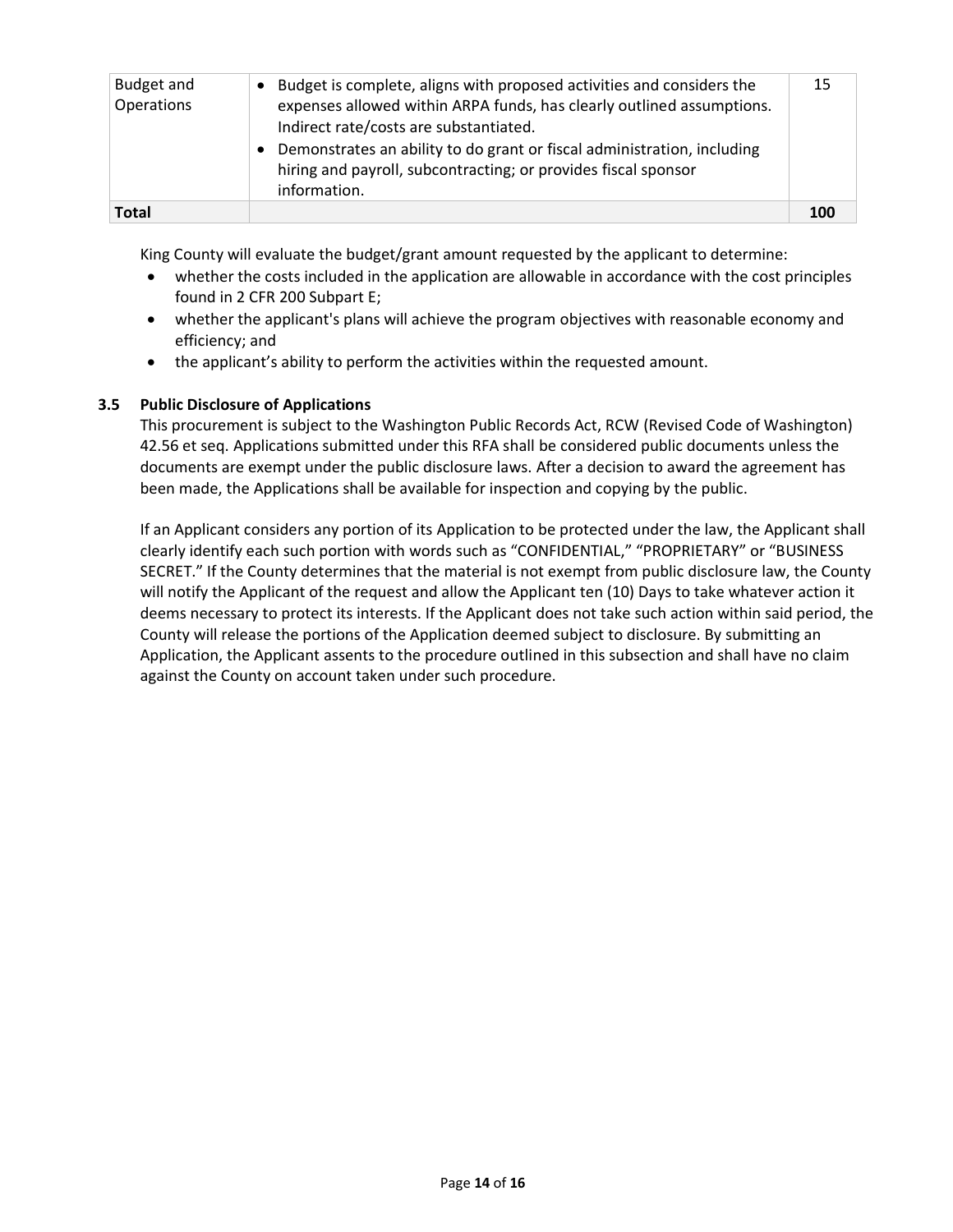| Budget and Operations | • Budget is complete, aligns with proposed activities and considers the expenses allowed within ARPA funds, has clearly outlined assumptions. Indirect rate/costs are substantiated.<br>• Demonstrates an ability to do grant or fiscal administration, including hiring and payroll, subcontracting; or provides fiscal sponsor information. | 15 |
|---|---|---|
| **Total** | | **100** |

King County will evaluate the budget/grant amount requested by the applicant to determine:

- whether the costs included in the application are allowable in accordance with the cost principles found in 2 CFR 200 Subpart E;
- whether the applicant's plans will achieve the program objectives with reasonable economy and efficiency; and
- the applicant's ability to perform the activities within the requested amount.

### 3.5 Public Disclosure of Applications

This procurement is subject to the Washington Public Records Act, RCW (Revised Code of Washington) 42.56 et seq. Applications submitted under this RFA shall be considered public documents unless the documents are exempt under the public disclosure laws. After a decision to award the agreement has been made, the Applications shall be available for inspection and copying by the public.

If an Applicant considers any portion of its Application to be protected under the law, the Applicant shall clearly identify each such portion with words such as "CONFIDENTIAL," "PROPRIETARY" or "BUSINESS SECRET." If the County determines that the material is not exempt from public disclosure law, the County will notify the Applicant of the request and allow the Applicant ten (10) Days to take whatever action it deems necessary to protect its interests. If the Applicant does not take such action within said period, the County will release the portions of the Application deemed subject to disclosure. By submitting an Application, the Applicant assents to the procedure outlined in this subsection and shall have no claim against the County on account taken under such procedure.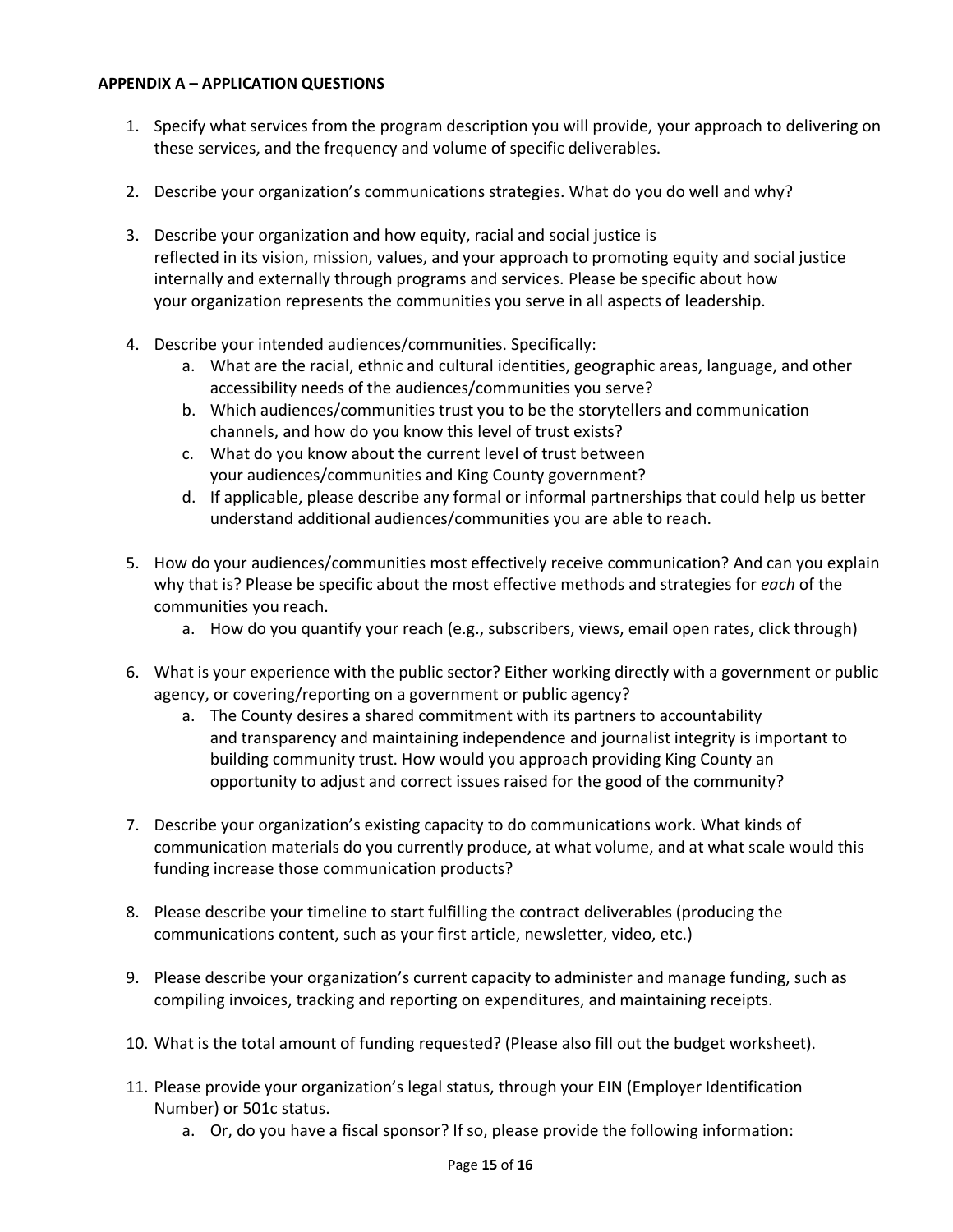**APPENDIX A – APPLICATION QUESTIONS**

1. Specify what services from the program description you will provide, your approach to delivering on these services, and the frequency and volume of specific deliverables.

2. Describe your organization's communications strategies. What do you do well and why?

3. Describe your organization and how equity, racial and social justice is reflected in its vision, mission, values, and your approach to promoting equity and social justice internally and externally through programs and services. Please be specific about how your organization represents the communities you serve in all aspects of leadership.

4. Describe your intended audiences/communities. Specifically:
   a. What are the racial, ethnic and cultural identities, geographic areas, language, and other accessibility needs of the audiences/communities you serve?
   b. Which audiences/communities trust you to be the storytellers and communication channels, and how do you know this level of trust exists?
   c. What do you know about the current level of trust between your audiences/communities and King County government?
   d. If applicable, please describe any formal or informal partnerships that could help us better understand additional audiences/communities you are able to reach.

5. How do your audiences/communities most effectively receive communication? And can you explain why that is? Please be specific about the most effective methods and strategies for *each* of the communities you reach.
   a. How do you quantify your reach (e.g., subscribers, views, email open rates, click through)

6. What is your experience with the public sector? Either working directly with a government or public agency, or covering/reporting on a government or public agency?
   a. The County desires a shared commitment with its partners to accountability and transparency and maintaining independence and journalist integrity is important to building community trust. How would you approach providing King County an opportunity to adjust and correct issues raised for the good of the community?

7. Describe your organization's existing capacity to do communications work. What kinds of communication materials do you currently produce, at what volume, and at what scale would this funding increase those communication products?

8. Please describe your timeline to start fulfilling the contract deliverables (producing the communications content, such as your first article, newsletter, video, etc.)

9. Please describe your organization's current capacity to administer and manage funding, such as compiling invoices, tracking and reporting on expenditures, and maintaining receipts.

10. What is the total amount of funding requested? (Please also fill out the budget worksheet).

11. Please provide your organization's legal status, through your EIN (Employer Identification Number) or 501c status.
    a. Or, do you have a fiscal sponsor? If so, please provide the following information: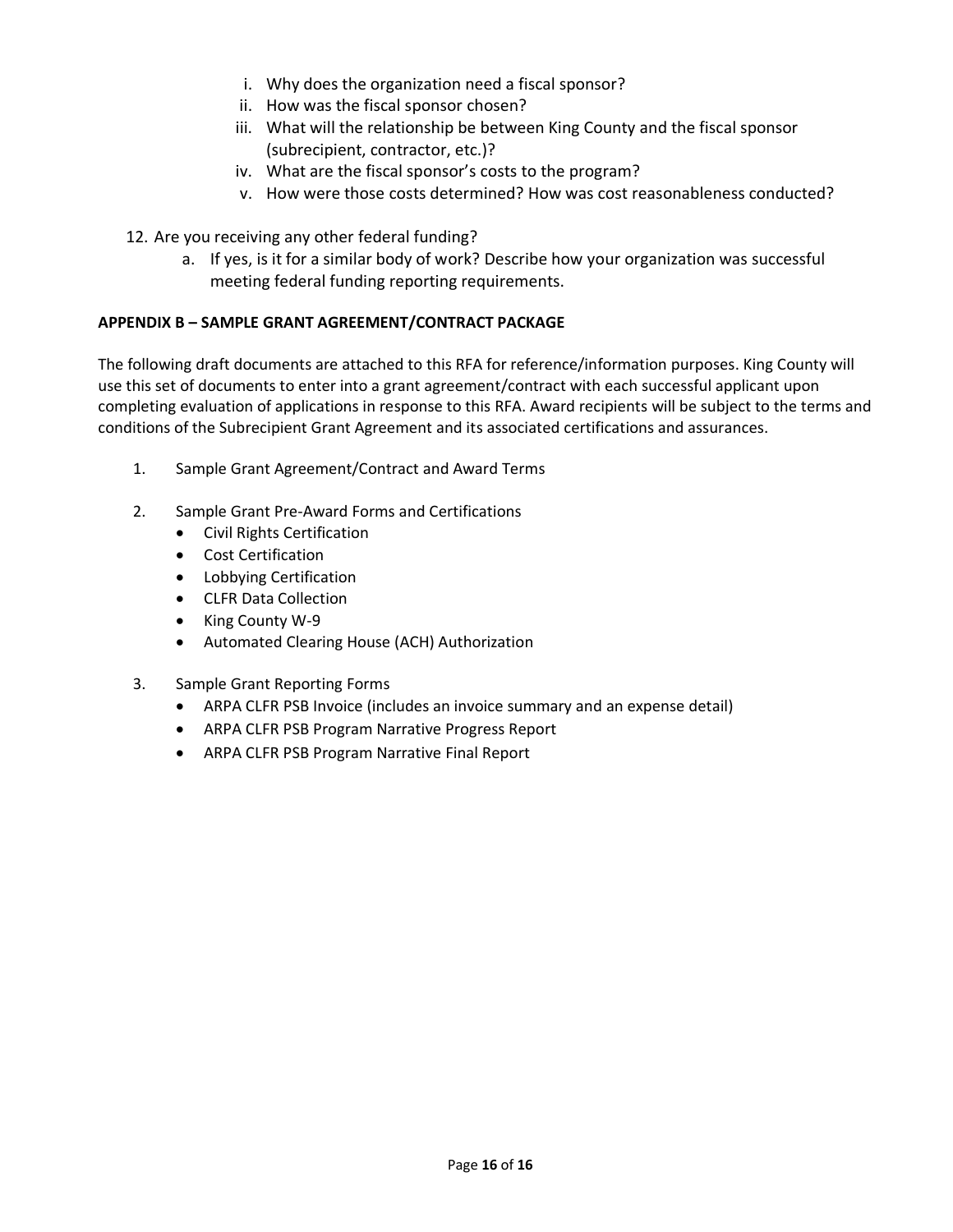i. Why does the organization need a fiscal sponsor?
   ii. How was the fiscal sponsor chosen?
   iii. What will the relationship be between King County and the fiscal sponsor (subrecipient, contractor, etc.)?
   iv. What are the fiscal sponsor's costs to the program?
   v. How were those costs determined? How was cost reasonableness conducted?

12. Are you receiving any other federal funding?
    a. If yes, is it for a similar body of work? Describe how your organization was successful meeting federal funding reporting requirements.

**APPENDIX B – SAMPLE GRANT AGREEMENT/CONTRACT PACKAGE**

The following draft documents are attached to this RFA for reference/information purposes. King County will use this set of documents to enter into a grant agreement/contract with each successful applicant upon completing evaluation of applications in response to this RFA. Award recipients will be subject to the terms and conditions of the Subrecipient Grant Agreement and its associated certifications and assurances.

1. Sample Grant Agreement/Contract and Award Terms

2. Sample Grant Pre-Award Forms and Certifications
   - Civil Rights Certification
   - Cost Certification
   - Lobbying Certification
   - CLFR Data Collection
   - King County W-9
   - Automated Clearing House (ACH) Authorization

3. Sample Grant Reporting Forms
   - ARPA CLFR PSB Invoice (includes an invoice summary and an expense detail)
   - ARPA CLFR PSB Program Narrative Progress Report
   - ARPA CLFR PSB Program Narrative Final Report